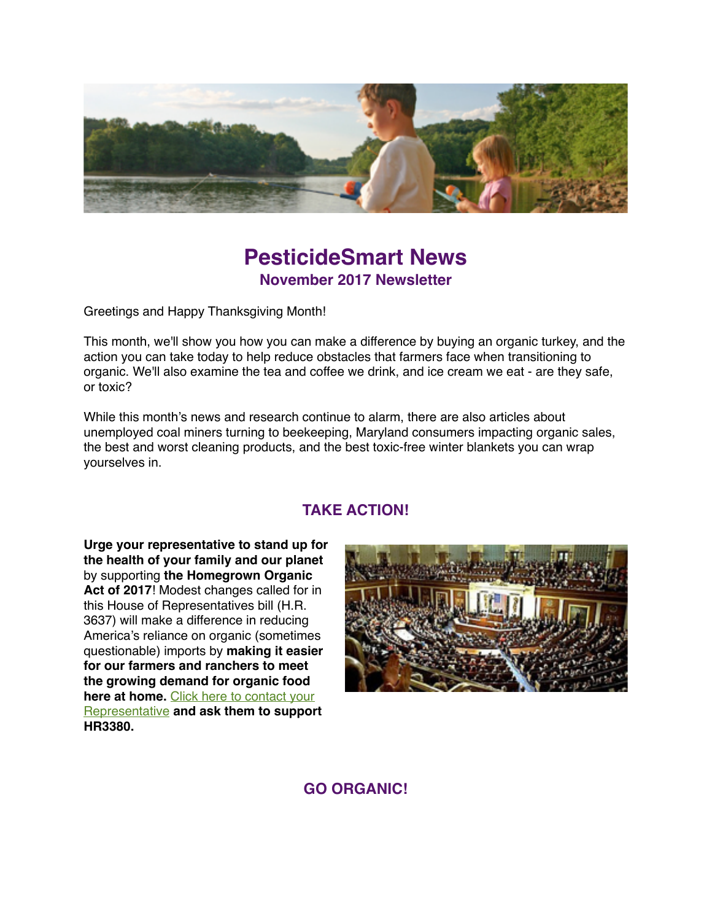# PesticideSmart News

## November 2017 Newsletter

Greetings and Happy Thanksgiving Month!

This month, we'll show you how you can make a difference by buying an organic turkey, and the action you can take today to help reduce obstacles that farmers face when transitioning to organic. We'll also examine the tea and coffee we drink, and ice cream we eat - are they safe, or toxic?

While this month's news and research continue to alarm, there are also articles about unemployed coal miners turning to beekeeping, Maryland consumers impacting organic sales, the best and worst cleaning products, and the best toxic-free winter blankets you can wrap yourselves in.

## TAKE ACTION!

**Urge your representative to stand up for the health of your family and our planet** by supporting **the Homegrown Organic Act of 2017**! Modest changes called for in this House of Representatives bill (H.R. 3637) will make a difference in reducing America's reliance on organic (sometimes questionable) imports by **making it easier for our farmers and ranchers to meet the growing demand for organic food here at home.** Click here to contact your Representative **and ask them to support HR3380.**

## GO ORGANIC!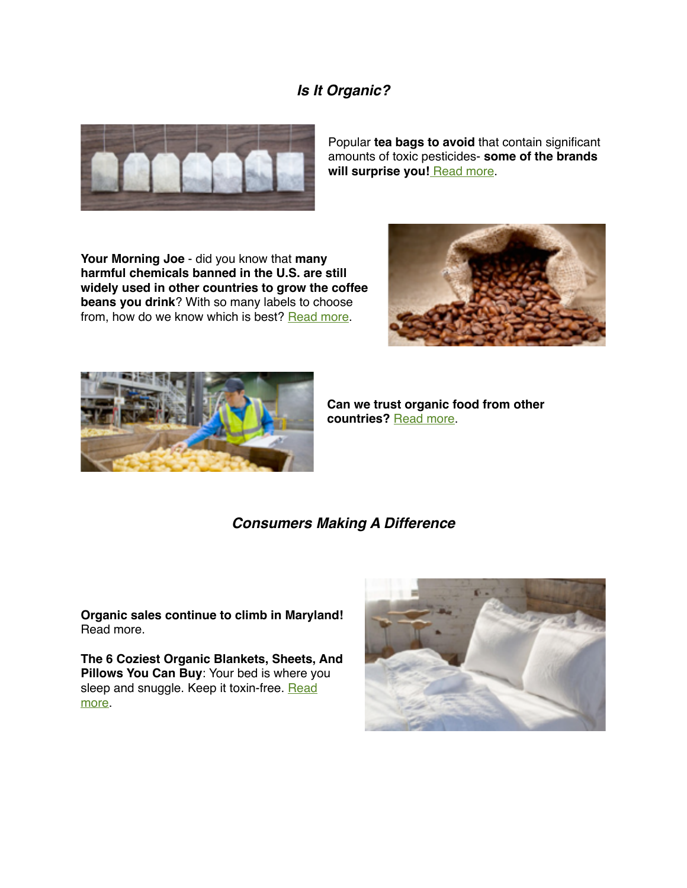### ***Is It Organic?***

Popular **tea bags to avoid** that contain significant amounts of toxic pesticides- **some of the brands will surprise you!** Read more.

**Your Morning Joe** - did you know that **many harmful chemicals banned in the U.S. are still widely used in other countries to grow the coffee beans you drink**? With so many labels to choose from, how do we know which is best? Read more.

**Can we trust organic food from other countries?** Read more.

### ***Consumers Making A Difference***

**Organic sales continue to climb in Maryland!** Read more.

**The 6 Coziest Organic Blankets, Sheets, And Pillows You Can Buy**: Your bed is where you sleep and snuggle. Keep it toxin-free. Read more.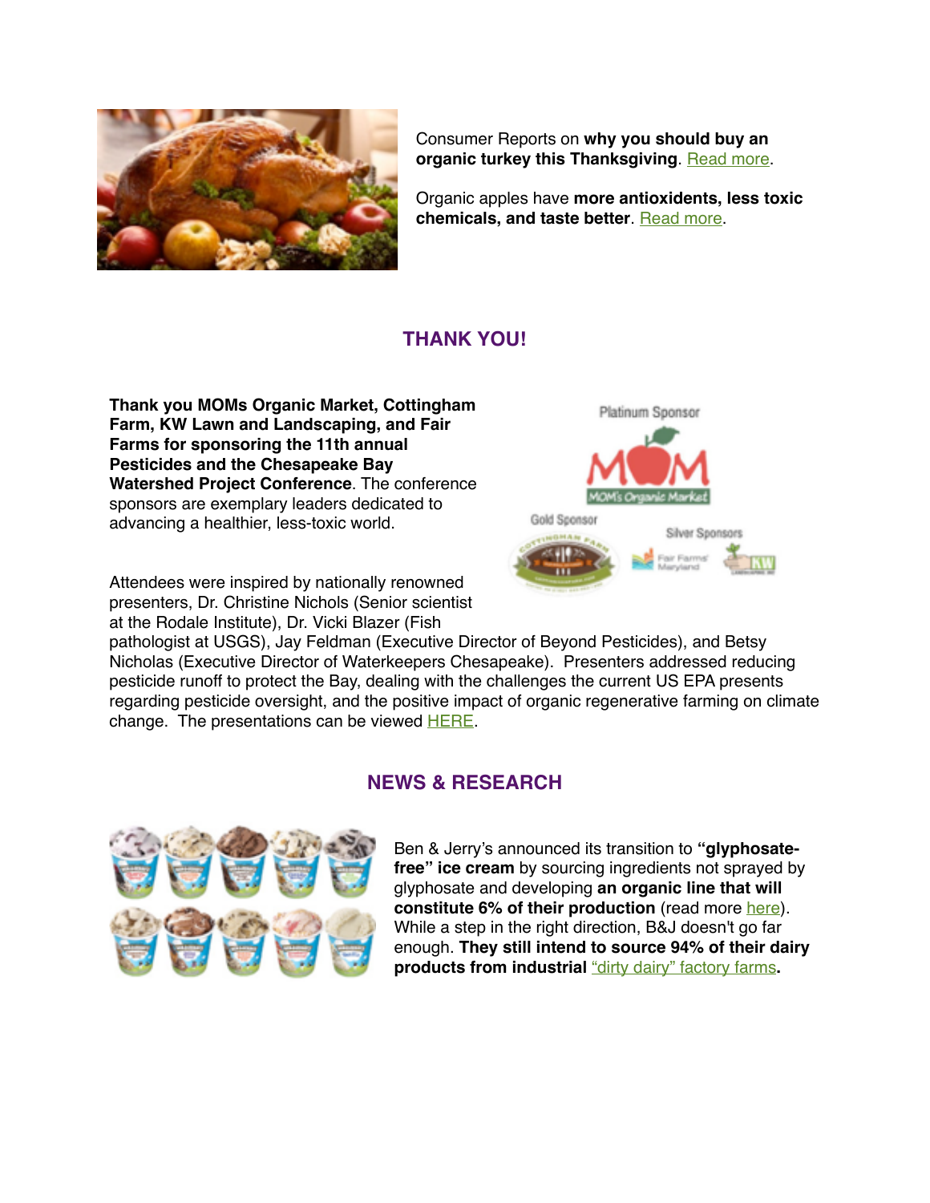Consumer Reports on **why you should buy an organic turkey this Thanksgiving**. Read more.

Organic apples have **more antioxidents, less toxic chemicals, and taste better**. Read more.

## THANK YOU!

**Thank you MOMs Organic Market, Cottingham Farm, KW Lawn and Landscaping, and Fair Farms for sponsoring the 11th annual Pesticides and the Chesapeake Bay Watershed Project Conference**. The conference sponsors are exemplary leaders dedicated to advancing a healthier, less-toxic world.

Attendees were inspired by nationally renowned presenters, Dr. Christine Nichols (Senior scientist at the Rodale Institute), Dr. Vicki Blazer (Fish pathologist at USGS), Jay Feldman (Executive Director of Beyond Pesticides), and Betsy Nicholas (Executive Director of Waterkeepers Chesapeake). Presenters addressed reducing pesticide runoff to protect the Bay, dealing with the challenges the current US EPA presents regarding pesticide oversight, and the positive impact of organic regenerative farming on climate change. The presentations can be viewed HERE.

## NEWS & RESEARCH

Ben & Jerry's announced its transition to **"glyphosate-free" ice cream** by sourcing ingredients not sprayed by glyphosate and developing **an organic line that will constitute 6% of their production** (read more here). While a step in the right direction, B&J doesn't go far enough. **They still intend to source 94% of their dairy products from industrial** "dirty dairy" factory farms**.**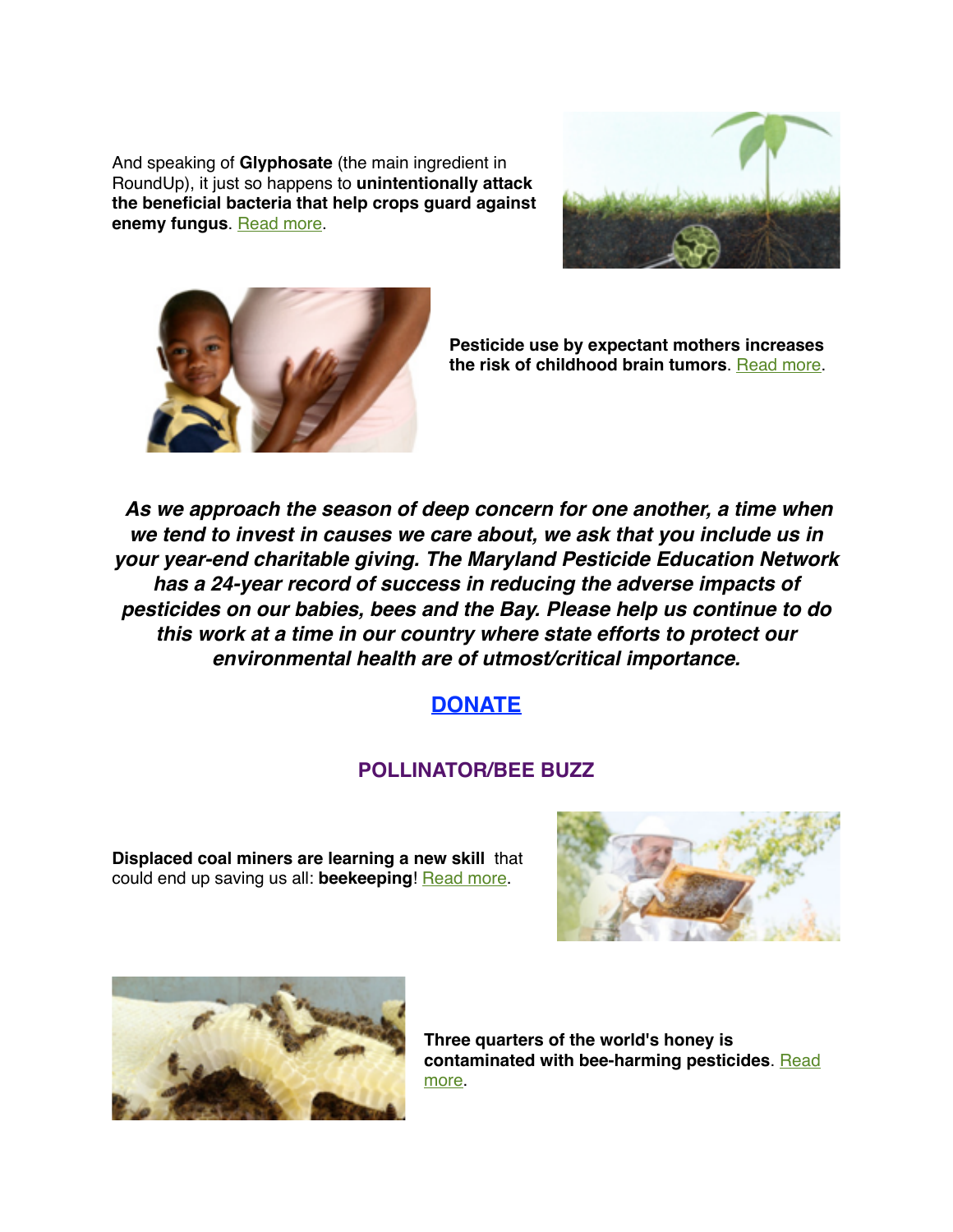And speaking of **Glyphosate** (the main ingredient in RoundUp), it just so happens to **unintentionally attack the beneficial bacteria that help crops guard against enemy fungus**. Read more.

**Pesticide use by expectant mothers increases the risk of childhood brain tumors**. Read more.

***As we approach the season of deep concern for one another, a time when we tend to invest in causes we care about, we ask that you include us in your year-end charitable giving. The Maryland Pesticide Education Network has a 24-year record of success in reducing the adverse impacts of pesticides on our babies, bees and the Bay. Please help us continue to do this work at a time in our country where state efforts to protect our environmental health are of utmost/critical importance.***

**DONATE**

## POLLINATOR/BEE BUZZ

**Displaced coal miners are learning a new skill** that could end up saving us all: **beekeeping**! Read more.

**Three quarters of the world's honey is contaminated with bee-harming pesticides**. Read more.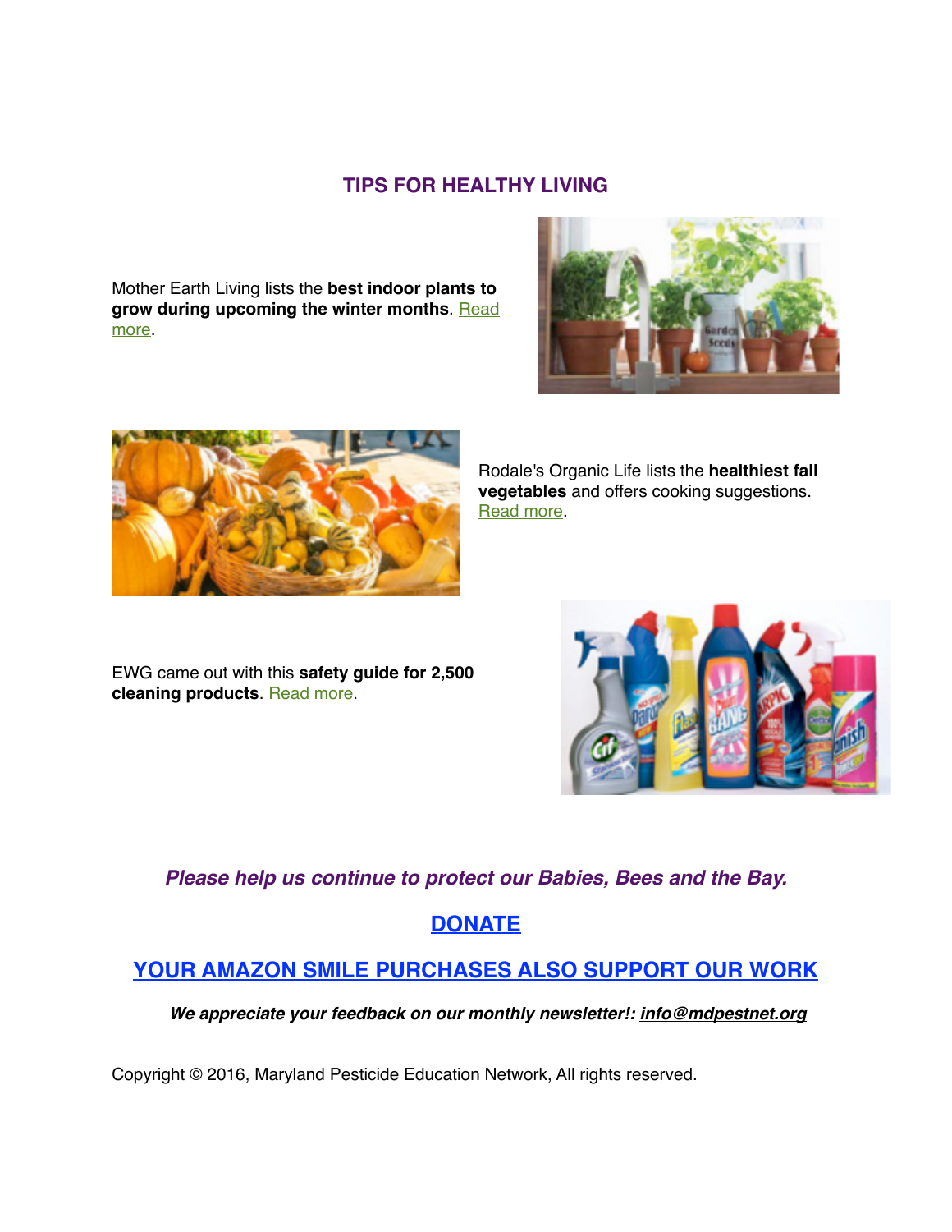## TIPS FOR HEALTHY LIVING

Mother Earth Living lists the **best indoor plants to grow during upcoming the winter months**. Read more.

Rodale's Organic Life lists the **healthiest fall vegetables** and offers cooking suggestions. Read more.

EWG came out with this **safety guide for 2,500 cleaning products**. Read more.

***Please help us continue to protect our Babies, Bees and the Bay.***

**DONATE**

**YOUR AMAZON SMILE PURCHASES ALSO SUPPORT OUR WORK**

***We appreciate your feedback on our monthly newsletter!: info@mdpestnet.org***

Copyright © 2016, Maryland Pesticide Education Network, All rights reserved.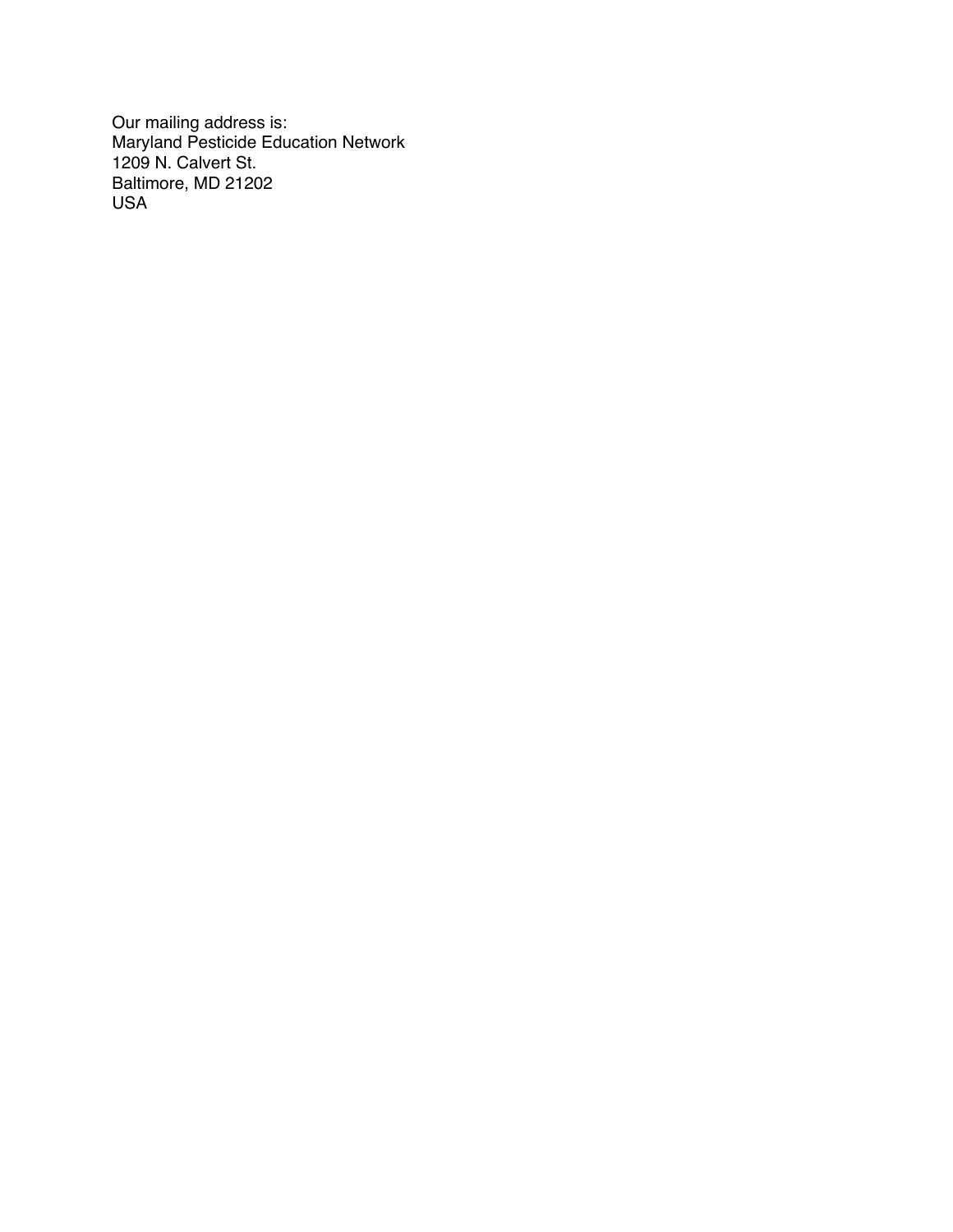Our mailing address is:
Maryland Pesticide Education Network
1209 N. Calvert St.
Baltimore, MD 21202
USA